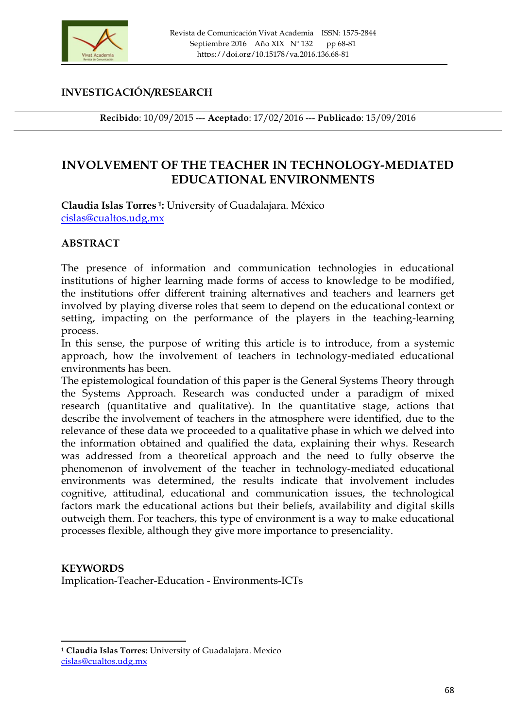**INVESTIGACIÓN/RESEARCH**

**Recibido**: 10/09/2015 --- **Aceptado**: 17/02/2016 --- **Publicado**: 15/09/2016

# INVOLVEMENT OF THE TEACHER IN TECHNOLOGY-MEDIATED EDUCATIONAL ENVIRONMENTS

**Claudia Islas Torres** [1]**:** University of Guadalajara. México
cislas@cualtos.udg.mx

## ABSTRACT

The presence of information and communication technologies in educational institutions of higher learning made forms of access to knowledge to be modified, the institutions offer different training alternatives and teachers and learners get involved by playing diverse roles that seem to depend on the educational context or setting, impacting on the performance of the players in the teaching-learning process.

In this sense, the purpose of writing this article is to introduce, from a systemic approach, how the involvement of teachers in technology-mediated educational environments has been.

The epistemological foundation of this paper is the General Systems Theory through the Systems Approach. Research was conducted under a paradigm of mixed research (quantitative and qualitative). In the quantitative stage, actions that describe the involvement of teachers in the atmosphere were identified, due to the relevance of these data we proceeded to a qualitative phase in which we delved into the information obtained and qualified the data, explaining their whys. Research was addressed from a theoretical approach and the need to fully observe the phenomenon of involvement of the teacher in technology-mediated educational environments was determined, the results indicate that involvement includes cognitive, attitudinal, educational and communication issues, the technological factors mark the educational actions but their beliefs, availability and digital skills outweigh them. For teachers, this type of environment is a way to make educational processes flexible, although they give more importance to presenciality.

## KEYWORDS

Implication-Teacher-Education - Environments-ICTs

---

[1] **Claudia Islas Torres:** University of Guadalajara. Mexico
cislas@cualtos.udg.mx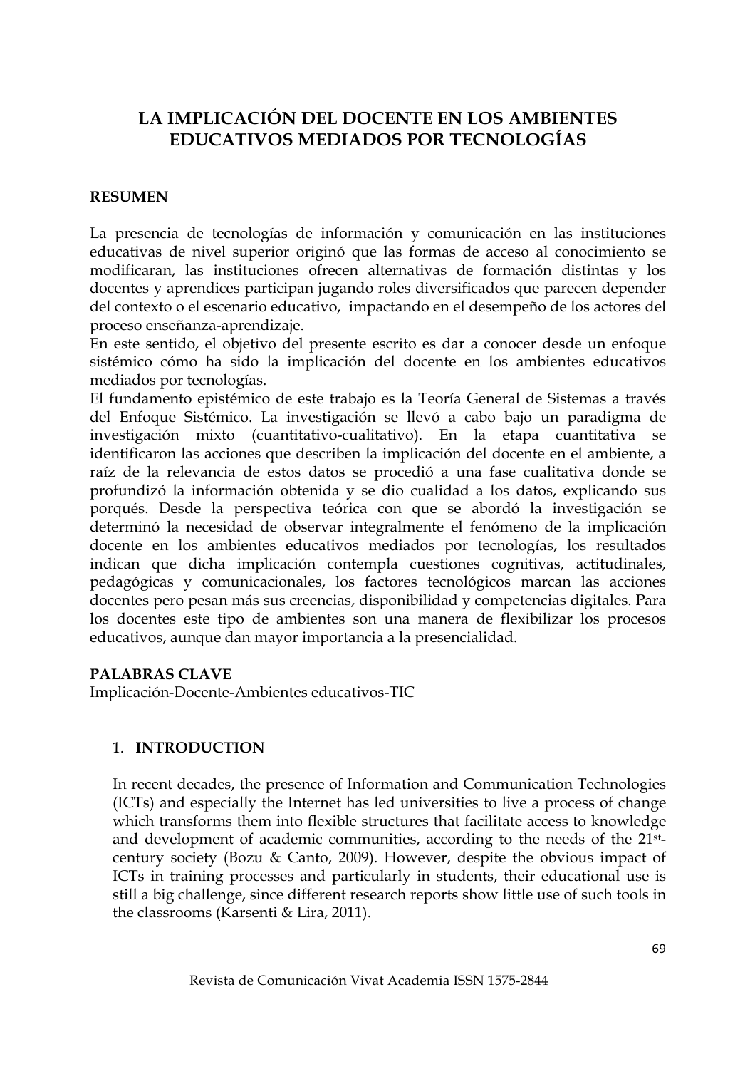# LA IMPLICACIÓN DEL DOCENTE EN LOS AMBIENTES EDUCATIVOS MEDIADOS POR TECNOLOGÍAS

**RESUMEN**

La presencia de tecnologías de información y comunicación en las instituciones educativas de nivel superior originó que las formas de acceso al conocimiento se modificaran, las instituciones ofrecen alternativas de formación distintas y los docentes y aprendices participan jugando roles diversificados que parecen depender del contexto o el escenario educativo, impactando en el desempeño de los actores del proceso enseñanza-aprendizaje.

En este sentido, el objetivo del presente escrito es dar a conocer desde un enfoque sistémico cómo ha sido la implicación del docente en los ambientes educativos mediados por tecnologías.

El fundamento epistémico de este trabajo es la Teoría General de Sistemas a través del Enfoque Sistémico. La investigación se llevó a cabo bajo un paradigma de investigación mixto (cuantitativo-cualitativo). En la etapa cuantitativa se identificaron las acciones que describen la implicación del docente en el ambiente, a raíz de la relevancia de estos datos se procedió a una fase cualitativa donde se profundizó la información obtenida y se dio cualidad a los datos, explicando sus porqués. Desde la perspectiva teórica con que se abordó la investigación se determinó la necesidad de observar integralmente el fenómeno de la implicación docente en los ambientes educativos mediados por tecnologías, los resultados indican que dicha implicación contempla cuestiones cognitivas, actitudinales, pedagógicas y comunicacionales, los factores tecnológicos marcan las acciones docentes pero pesan más sus creencias, disponibilidad y competencias digitales. Para los docentes este tipo de ambientes son una manera de flexibilizar los procesos educativos, aunque dan mayor importancia a la presencialidad.

**PALABRAS CLAVE**

Implicación-Docente-Ambientes educativos-TIC

## 1. INTRODUCTION

In recent decades, the presence of Information and Communication Technologies (ICTs) and especially the Internet has led universities to live a process of change which transforms them into flexible structures that facilitate access to knowledge and development of academic communities, according to the needs of the 21st-century society (Bozu & Canto, 2009). However, despite the obvious impact of ICTs in training processes and particularly in students, their educational use is still a big challenge, since different research reports show little use of such tools in the classrooms (Karsenti & Lira, 2011).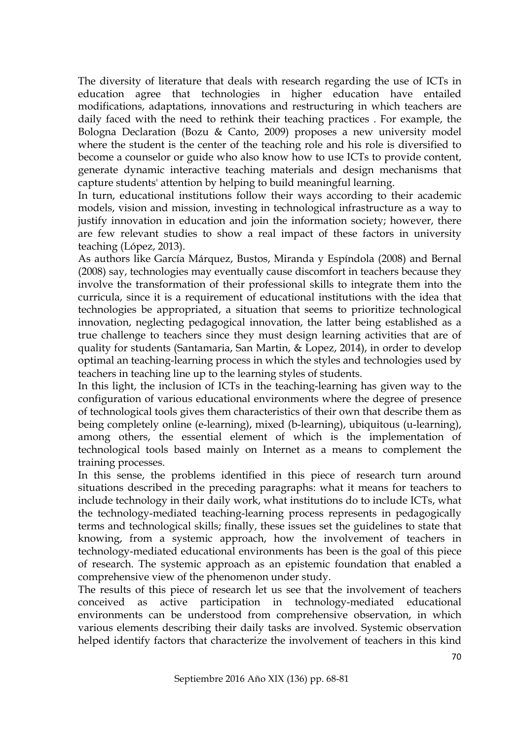The diversity of literature that deals with research regarding the use of ICTs in education agree that technologies in higher education have entailed modifications, adaptations, innovations and restructuring in which teachers are daily faced with the need to rethink their teaching practices . For example, the Bologna Declaration (Bozu & Canto, 2009) proposes a new university model where the student is the center of the teaching role and his role is diversified to become a counselor or guide who also know how to use ICTs to provide content, generate dynamic interactive teaching materials and design mechanisms that capture students' attention by helping to build meaningful learning.

In turn, educational institutions follow their ways according to their academic models, vision and mission, investing in technological infrastructure as a way to justify innovation in education and join the information society; however, there are few relevant studies to show a real impact of these factors in university teaching (López, 2013).

As authors like García Márquez, Bustos, Miranda y Espíndola (2008) and Bernal (2008) say, technologies may eventually cause discomfort in teachers because they involve the transformation of their professional skills to integrate them into the curricula, since it is a requirement of educational institutions with the idea that technologies be appropriated, a situation that seems to prioritize technological innovation, neglecting pedagogical innovation, the latter being established as a true challenge to teachers since they must design learning activities that are of quality for students (Santamaria, San Martin, & Lopez, 2014), in order to develop optimal an teaching-learning process in which the styles and technologies used by teachers in teaching line up to the learning styles of students.

In this light, the inclusion of ICTs in the teaching-learning has given way to the configuration of various educational environments where the degree of presence of technological tools gives them characteristics of their own that describe them as being completely online (e-learning), mixed (b-learning), ubiquitous (u-learning), among others, the essential element of which is the implementation of technological tools based mainly on Internet as a means to complement the training processes.

In this sense, the problems identified in this piece of research turn around situations described in the preceding paragraphs: what it means for teachers to include technology in their daily work, what institutions do to include ICTs, what the technology-mediated teaching-learning process represents in pedagogically terms and technological skills; finally, these issues set the guidelines to state that knowing, from a systemic approach, how the involvement of teachers in technology-mediated educational environments has been is the goal of this piece of research. The systemic approach as an epistemic foundation that enabled a comprehensive view of the phenomenon under study.

The results of this piece of research let us see that the involvement of teachers conceived as active participation in technology-mediated educational environments can be understood from comprehensive observation, in which various elements describing their daily tasks are involved. Systemic observation helped identify factors that characterize the involvement of teachers in this kind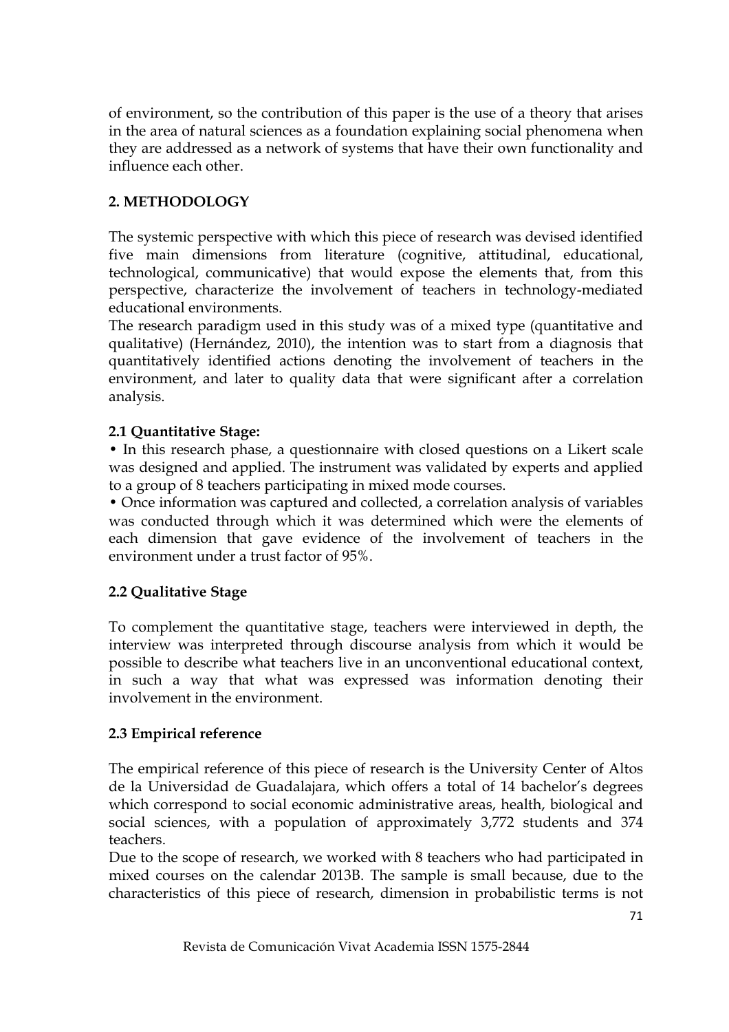of environment, so the contribution of this paper is the use of a theory that arises in the area of natural sciences as a foundation explaining social phenomena when they are addressed as a network of systems that have their own functionality and influence each other.

## 2. METHODOLOGY

The systemic perspective with which this piece of research was devised identified five main dimensions from literature (cognitive, attitudinal, educational, technological, communicative) that would expose the elements that, from this perspective, characterize the involvement of teachers in technology-mediated educational environments.

The research paradigm used in this study was of a mixed type (quantitative and qualitative) (Hernández, 2010), the intention was to start from a diagnosis that quantitatively identified actions denoting the involvement of teachers in the environment, and later to quality data that were significant after a correlation analysis.

### 2.1 Quantitative Stage:

- In this research phase, a questionnaire with closed questions on a Likert scale was designed and applied. The instrument was validated by experts and applied to a group of 8 teachers participating in mixed mode courses.
- Once information was captured and collected, a correlation analysis of variables was conducted through which it was determined which were the elements of each dimension that gave evidence of the involvement of teachers in the environment under a trust factor of 95%.

### 2.2 Qualitative Stage

To complement the quantitative stage, teachers were interviewed in depth, the interview was interpreted through discourse analysis from which it would be possible to describe what teachers live in an unconventional educational context, in such a way that what was expressed was information denoting their involvement in the environment.

### 2.3 Empirical reference

The empirical reference of this piece of research is the University Center of Altos de la Universidad de Guadalajara, which offers a total of 14 bachelor's degrees which correspond to social economic administrative areas, health, biological and social sciences, with a population of approximately 3,772 students and 374 teachers.

Due to the scope of research, we worked with 8 teachers who had participated in mixed courses on the calendar 2013B. The sample is small because, due to the characteristics of this piece of research, dimension in probabilistic terms is not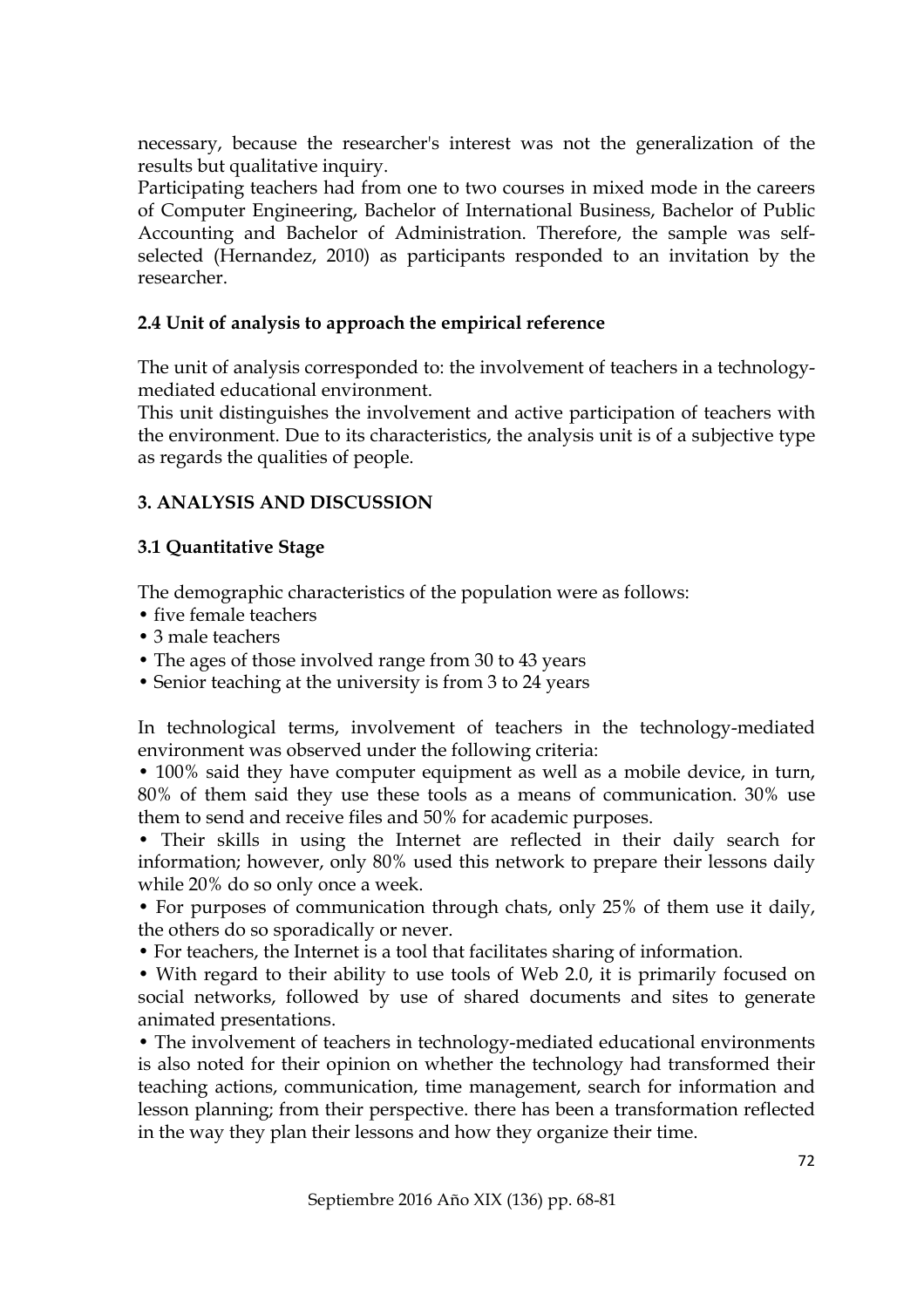necessary, because the researcher's interest was not the generalization of the results but qualitative inquiry.

Participating teachers had from one to two courses in mixed mode in the careers of Computer Engineering, Bachelor of International Business, Bachelor of Public Accounting and Bachelor of Administration. Therefore, the sample was self-selected (Hernandez, 2010) as participants responded to an invitation by the researcher.

### 2.4 Unit of analysis to approach the empirical reference

The unit of analysis corresponded to: the involvement of teachers in a technology-mediated educational environment.

This unit distinguishes the involvement and active participation of teachers with the environment. Due to its characteristics, the analysis unit is of a subjective type as regards the qualities of people.

## 3. ANALYSIS AND DISCUSSION

### 3.1 Quantitative Stage

The demographic characteristics of the population were as follows:

- five female teachers
- 3 male teachers
- The ages of those involved range from 30 to 43 years
- Senior teaching at the university is from 3 to 24 years

In technological terms, involvement of teachers in the technology-mediated environment was observed under the following criteria:

- 100% said they have computer equipment as well as a mobile device, in turn, 80% of them said they use these tools as a means of communication. 30% use them to send and receive files and 50% for academic purposes.
- Their skills in using the Internet are reflected in their daily search for information; however, only 80% used this network to prepare their lessons daily while 20% do so only once a week.
- For purposes of communication through chats, only 25% of them use it daily, the others do so sporadically or never.
- For teachers, the Internet is a tool that facilitates sharing of information.
- With regard to their ability to use tools of Web 2.0, it is primarily focused on social networks, followed by use of shared documents and sites to generate animated presentations.
- The involvement of teachers in technology-mediated educational environments is also noted for their opinion on whether the technology had transformed their teaching actions, communication, time management, search for information and lesson planning; from their perspective. there has been a transformation reflected in the way they plan their lessons and how they organize their time.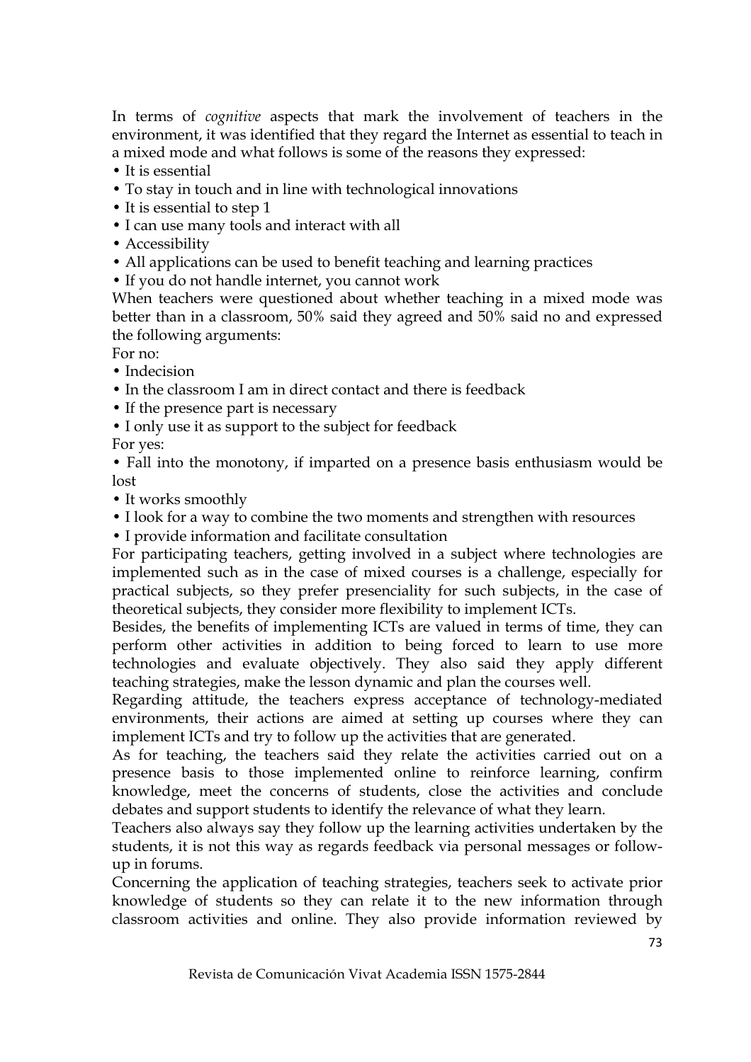In terms of *cognitive* aspects that mark the involvement of teachers in the environment, it was identified that they regard the Internet as essential to teach in a mixed mode and what follows is some of the reasons they expressed:

- It is essential
- To stay in touch and in line with technological innovations
- It is essential to step 1
- I can use many tools and interact with all
- Accessibility
- All applications can be used to benefit teaching and learning practices
- If you do not handle internet, you cannot work

When teachers were questioned about whether teaching in a mixed mode was better than in a classroom, 50% said they agreed and 50% said no and expressed the following arguments:

For no:

- Indecision
- In the classroom I am in direct contact and there is feedback
- If the presence part is necessary
- I only use it as support to the subject for feedback

For yes:

- Fall into the monotony, if imparted on a presence basis enthusiasm would be lost
- It works smoothly
- I look for a way to combine the two moments and strengthen with resources
- I provide information and facilitate consultation

For participating teachers, getting involved in a subject where technologies are implemented such as in the case of mixed courses is a challenge, especially for practical subjects, so they prefer presenciality for such subjects, in the case of theoretical subjects, they consider more flexibility to implement ICTs.

Besides, the benefits of implementing ICTs are valued in terms of time, they can perform other activities in addition to being forced to learn to use more technologies and evaluate objectively. They also said they apply different teaching strategies, make the lesson dynamic and plan the courses well.

Regarding attitude, the teachers express acceptance of technology-mediated environments, their actions are aimed at setting up courses where they can implement ICTs and try to follow up the activities that are generated.

As for teaching, the teachers said they relate the activities carried out on a presence basis to those implemented online to reinforce learning, confirm knowledge, meet the concerns of students, close the activities and conclude debates and support students to identify the relevance of what they learn.

Teachers also always say they follow up the learning activities undertaken by the students, it is not this way as regards feedback via personal messages or follow-up in forums.

Concerning the application of teaching strategies, teachers seek to activate prior knowledge of students so they can relate it to the new information through classroom activities and online. They also provide information reviewed by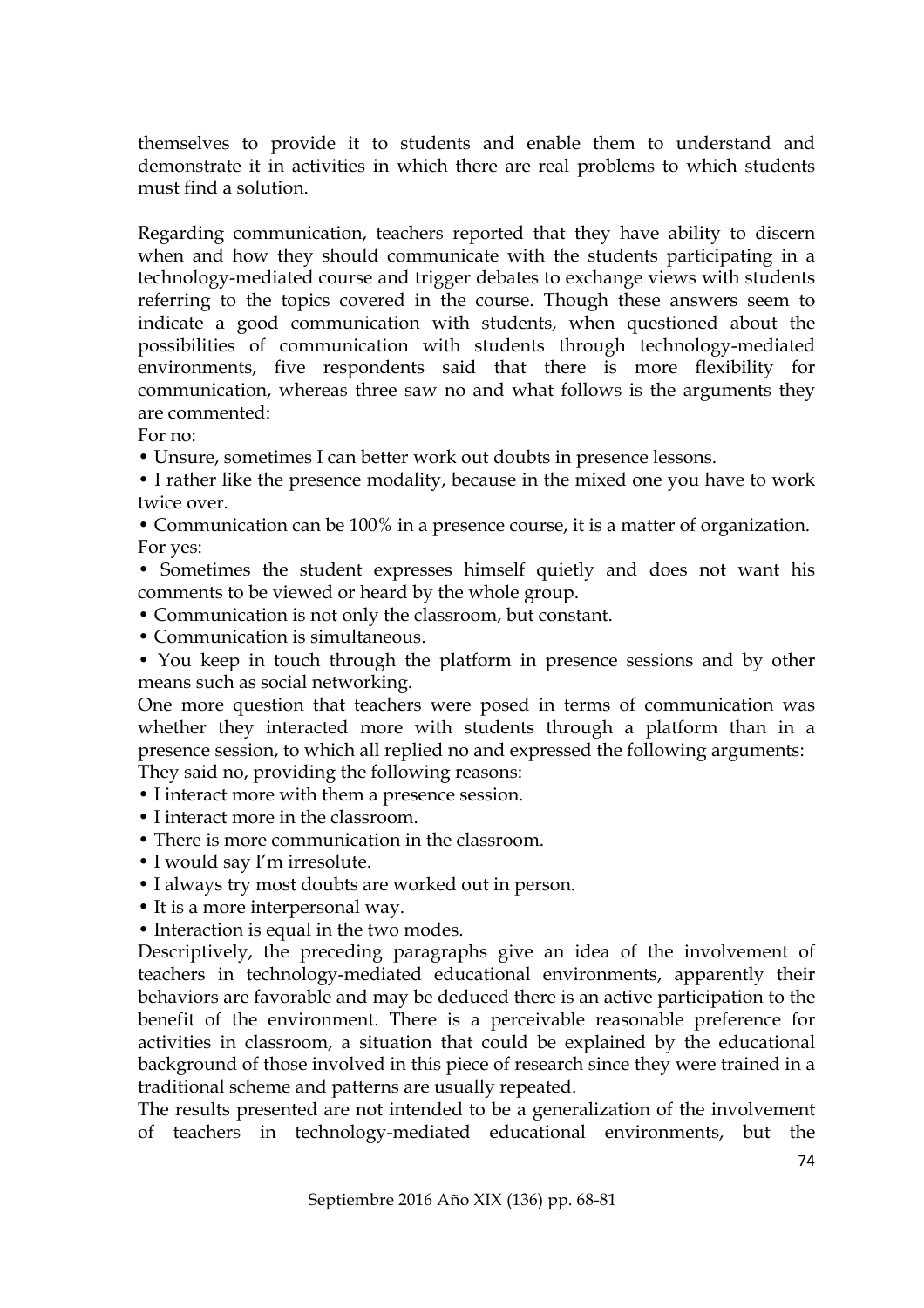themselves to provide it to students and enable them to understand and demonstrate it in activities in which there are real problems to which students must find a solution.

Regarding communication, teachers reported that they have ability to discern when and how they should communicate with the students participating in a technology-mediated course and trigger debates to exchange views with students referring to the topics covered in the course. Though these answers seem to indicate a good communication with students, when questioned about the possibilities of communication with students through technology-mediated environments, five respondents said that there is more flexibility for communication, whereas three saw no and what follows is the arguments they are commented:

For no:

- Unsure, sometimes I can better work out doubts in presence lessons.
- I rather like the presence modality, because in the mixed one you have to work twice over.
- Communication can be 100% in a presence course, it is a matter of organization.

For yes:

- Sometimes the student expresses himself quietly and does not want his comments to be viewed or heard by the whole group.
- Communication is not only the classroom, but constant.
- Communication is simultaneous.
- You keep in touch through the platform in presence sessions and by other means such as social networking.

One more question that teachers were posed in terms of communication was whether they interacted more with students through a platform than in a presence session, to which all replied no and expressed the following arguments:

They said no, providing the following reasons:

- I interact more with them a presence session.
- I interact more in the classroom.
- There is more communication in the classroom.
- I would say I'm irresolute.
- I always try most doubts are worked out in person.
- It is a more interpersonal way.
- Interaction is equal in the two modes.

Descriptively, the preceding paragraphs give an idea of the involvement of teachers in technology-mediated educational environments, apparently their behaviors are favorable and may be deduced there is an active participation to the benefit of the environment. There is a perceivable reasonable preference for activities in classroom, a situation that could be explained by the educational background of those involved in this piece of research since they were trained in a traditional scheme and patterns are usually repeated.

The results presented are not intended to be a generalization of the involvement of teachers in technology-mediated educational environments, but the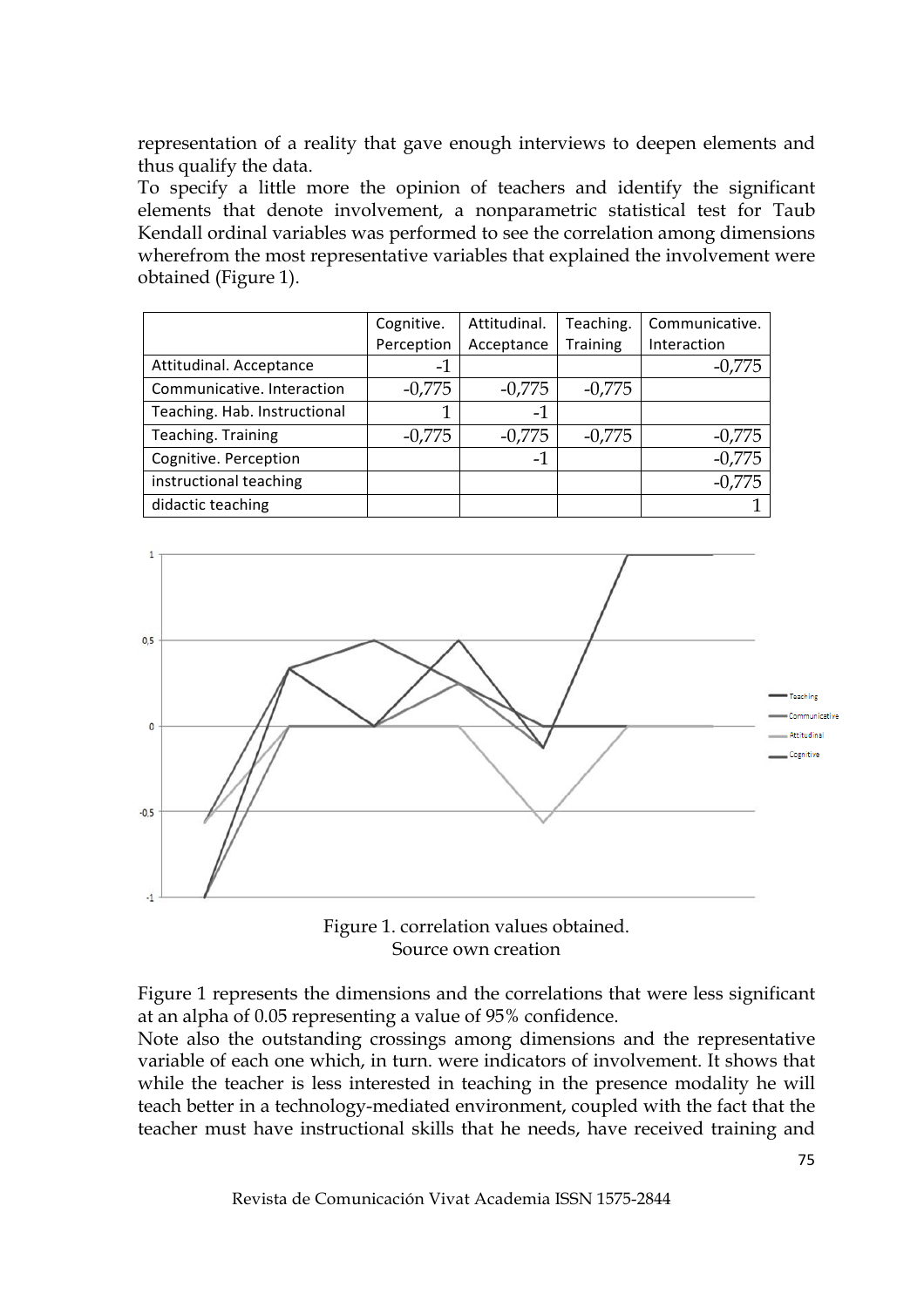representation of a reality that gave enough interviews to deepen elements and thus qualify the data.

To specify a little more the opinion of teachers and identify the significant elements that denote involvement, a nonparametric statistical test for Taub Kendall ordinal variables was performed to see the correlation among dimensions wherefrom the most representative variables that explained the involvement were obtained (Figure 1).

| | Cognitive. Perception | Attitudinal. Acceptance | Teaching. Training | Communicative. Interaction |
|---|---|---|---|---|
| Attitudinal. Acceptance | -1 | | | -0,775 |
| Communicative. Interaction | -0,775 | -0,775 | -0,775 | |
| Teaching. Hab. Instructional | 1 | -1 | | |
| Teaching. Training | -0,775 | -0,775 | -0,775 | -0,775 |
| Cognitive. Perception | | -1 | | -0,775 |
| instructional teaching | | | | -0,775 |
| didactic teaching | | | | 1 |

Figure 1. correlation values obtained.
Source own creation

Figure 1 represents the dimensions and the correlations that were less significant at an alpha of 0.05 representing a value of 95% confidence.

Note also the outstanding crossings among dimensions and the representative variable of each one which, in turn. were indicators of involvement. It shows that while the teacher is less interested in teaching in the presence modality he will teach better in a technology-mediated environment, coupled with the fact that the teacher must have instructional skills that he needs, have received training and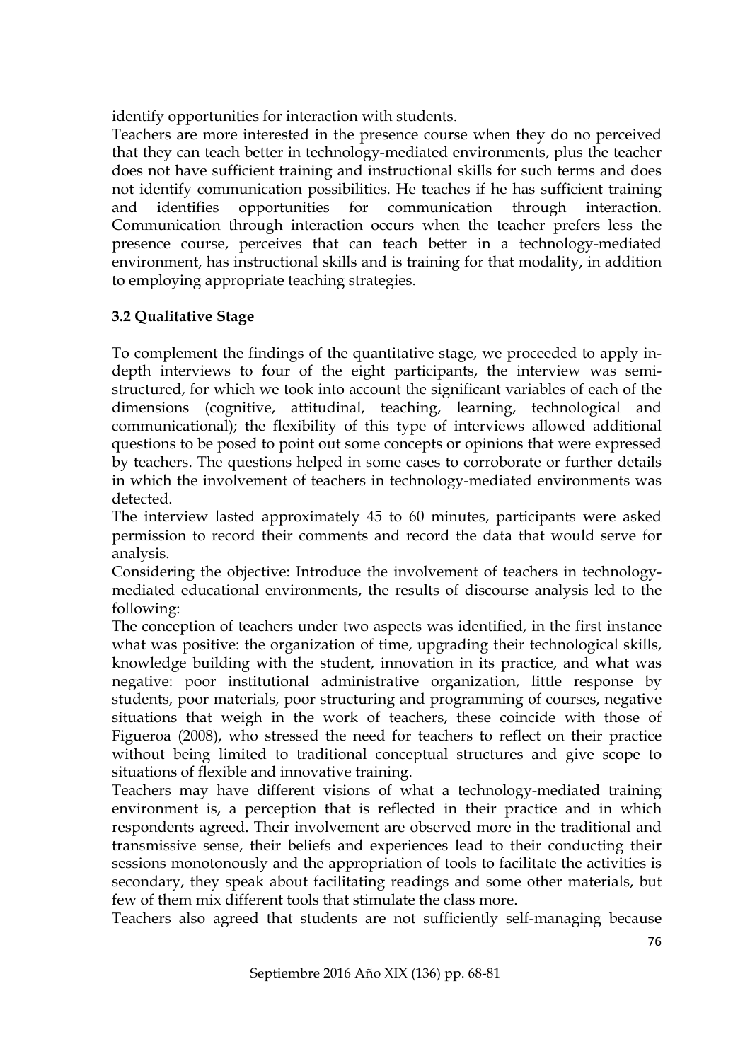identify opportunities for interaction with students.

Teachers are more interested in the presence course when they do no perceived that they can teach better in technology-mediated environments, plus the teacher does not have sufficient training and instructional skills for such terms and does not identify communication possibilities. He teaches if he has sufficient training and identifies opportunities for communication through interaction. Communication through interaction occurs when the teacher prefers less the presence course, perceives that can teach better in a technology-mediated environment, has instructional skills and is training for that modality, in addition to employing appropriate teaching strategies.

### 3.2 Qualitative Stage

To complement the findings of the quantitative stage, we proceeded to apply in-depth interviews to four of the eight participants, the interview was semi-structured, for which we took into account the significant variables of each of the dimensions (cognitive, attitudinal, teaching, learning, technological and communicational); the flexibility of this type of interviews allowed additional questions to be posed to point out some concepts or opinions that were expressed by teachers. The questions helped in some cases to corroborate or further details in which the involvement of teachers in technology-mediated environments was detected.

The interview lasted approximately 45 to 60 minutes, participants were asked permission to record their comments and record the data that would serve for analysis.

Considering the objective: Introduce the involvement of teachers in technology-mediated educational environments, the results of discourse analysis led to the following:

The conception of teachers under two aspects was identified, in the first instance what was positive: the organization of time, upgrading their technological skills, knowledge building with the student, innovation in its practice, and what was negative: poor institutional administrative organization, little response by students, poor materials, poor structuring and programming of courses, negative situations that weigh in the work of teachers, these coincide with those of Figueroa (2008), who stressed the need for teachers to reflect on their practice without being limited to traditional conceptual structures and give scope to situations of flexible and innovative training.

Teachers may have different visions of what a technology-mediated training environment is, a perception that is reflected in their practice and in which respondents agreed. Their involvement are observed more in the traditional and transmissive sense, their beliefs and experiences lead to their conducting their sessions monotonously and the appropriation of tools to facilitate the activities is secondary, they speak about facilitating readings and some other materials, but few of them mix different tools that stimulate the class more.

Teachers also agreed that students are not sufficiently self-managing because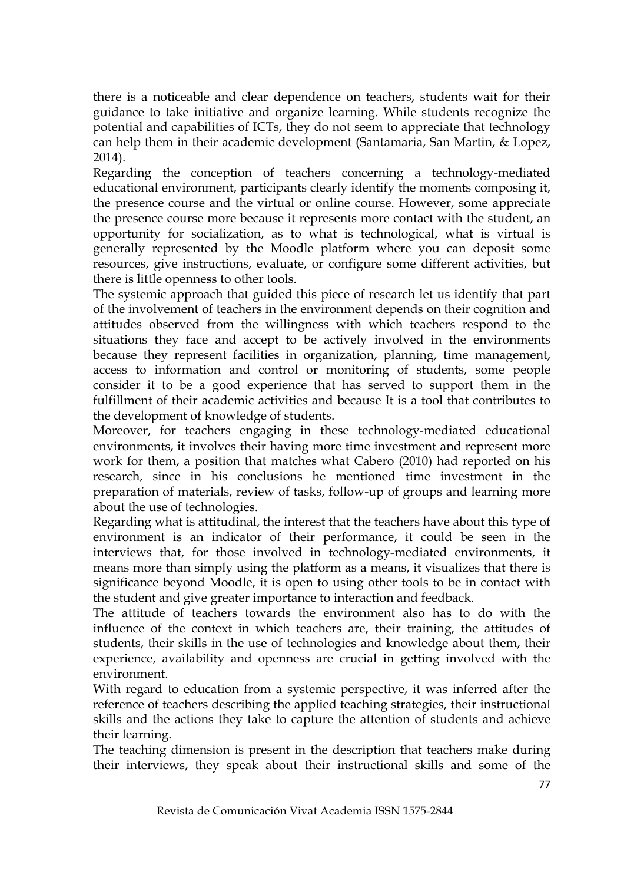there is a noticeable and clear dependence on teachers, students wait for their guidance to take initiative and organize learning. While students recognize the potential and capabilities of ICTs, they do not seem to appreciate that technology can help them in their academic development (Santamaria, San Martin, & Lopez, 2014).

Regarding the conception of teachers concerning a technology-mediated educational environment, participants clearly identify the moments composing it, the presence course and the virtual or online course. However, some appreciate the presence course more because it represents more contact with the student, an opportunity for socialization, as to what is technological, what is virtual is generally represented by the Moodle platform where you can deposit some resources, give instructions, evaluate, or configure some different activities, but there is little openness to other tools.

The systemic approach that guided this piece of research let us identify that part of the involvement of teachers in the environment depends on their cognition and attitudes observed from the willingness with which teachers respond to the situations they face and accept to be actively involved in the environments because they represent facilities in organization, planning, time management, access to information and control or monitoring of students, some people consider it to be a good experience that has served to support them in the fulfillment of their academic activities and because It is a tool that contributes to the development of knowledge of students.

Moreover, for teachers engaging in these technology-mediated educational environments, it involves their having more time investment and represent more work for them, a position that matches what Cabero (2010) had reported on his research, since in his conclusions he mentioned time investment in the preparation of materials, review of tasks, follow-up of groups and learning more about the use of technologies.

Regarding what is attitudinal, the interest that the teachers have about this type of environment is an indicator of their performance, it could be seen in the interviews that, for those involved in technology-mediated environments, it means more than simply using the platform as a means, it visualizes that there is significance beyond Moodle, it is open to using other tools to be in contact with the student and give greater importance to interaction and feedback.

The attitude of teachers towards the environment also has to do with the influence of the context in which teachers are, their training, the attitudes of students, their skills in the use of technologies and knowledge about them, their experience, availability and openness are crucial in getting involved with the environment.

With regard to education from a systemic perspective, it was inferred after the reference of teachers describing the applied teaching strategies, their instructional skills and the actions they take to capture the attention of students and achieve their learning.

The teaching dimension is present in the description that teachers make during their interviews, they speak about their instructional skills and some of the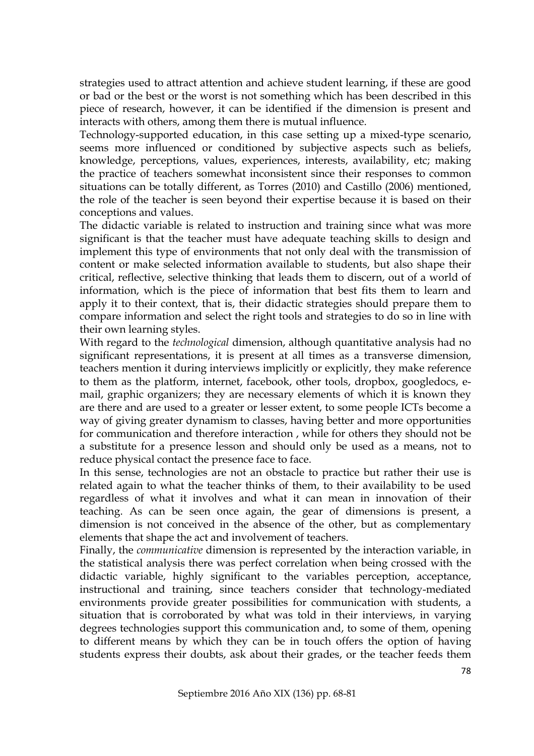strategies used to attract attention and achieve student learning, if these are good or bad or the best or the worst is not something which has been described in this piece of research, however, it can be identified if the dimension is present and interacts with others, among them there is mutual influence.

Technology-supported education, in this case setting up a mixed-type scenario, seems more influenced or conditioned by subjective aspects such as beliefs, knowledge, perceptions, values, experiences, interests, availability, etc; making the practice of teachers somewhat inconsistent since their responses to common situations can be totally different, as Torres (2010) and Castillo (2006) mentioned, the role of the teacher is seen beyond their expertise because it is based on their conceptions and values.

The didactic variable is related to instruction and training since what was more significant is that the teacher must have adequate teaching skills to design and implement this type of environments that not only deal with the transmission of content or make selected information available to students, but also shape their critical, reflective, selective thinking that leads them to discern, out of a world of information, which is the piece of information that best fits them to learn and apply it to their context, that is, their didactic strategies should prepare them to compare information and select the right tools and strategies to do so in line with their own learning styles.

With regard to the *technological* dimension, although quantitative analysis had no significant representations, it is present at all times as a transverse dimension, teachers mention it during interviews implicitly or explicitly, they make reference to them as the platform, internet, facebook, other tools, dropbox, googledocs, e-mail, graphic organizers; they are necessary elements of which it is known they are there and are used to a greater or lesser extent, to some people ICTs become a way of giving greater dynamism to classes, having better and more opportunities for communication and therefore interaction , while for others they should not be a substitute for a presence lesson and should only be used as a means, not to reduce physical contact the presence face to face.

In this sense, technologies are not an obstacle to practice but rather their use is related again to what the teacher thinks of them, to their availability to be used regardless of what it involves and what it can mean in innovation of their teaching. As can be seen once again, the gear of dimensions is present, a dimension is not conceived in the absence of the other, but as complementary elements that shape the act and involvement of teachers.

Finally, the *communicative* dimension is represented by the interaction variable, in the statistical analysis there was perfect correlation when being crossed with the didactic variable, highly significant to the variables perception, acceptance, instructional and training, since teachers consider that technology-mediated environments provide greater possibilities for communication with students, a situation that is corroborated by what was told in their interviews, in varying degrees technologies support this communication and, to some of them, opening to different means by which they can be in touch offers the option of having students express their doubts, ask about their grades, or the teacher feeds them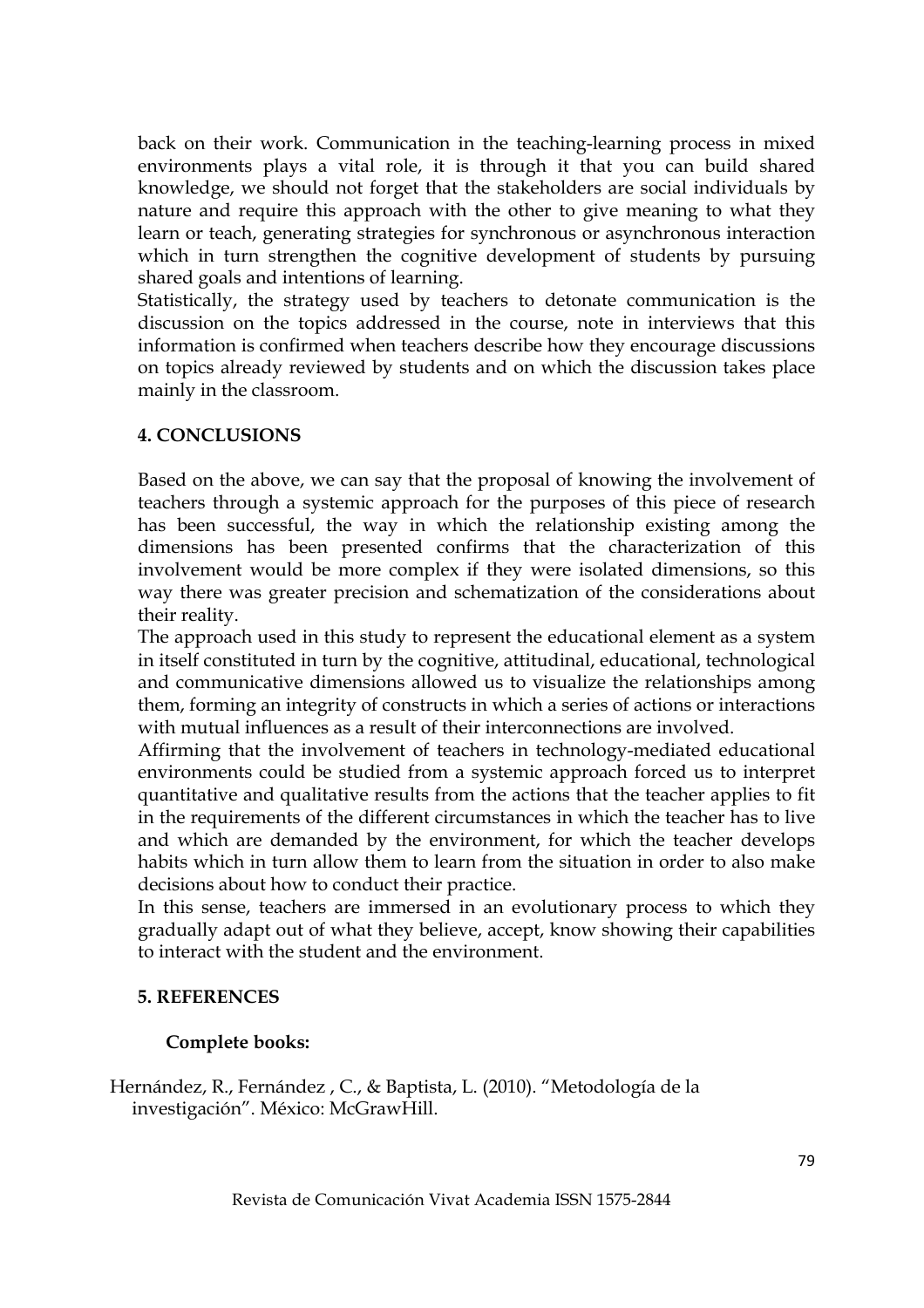back on their work. Communication in the teaching-learning process in mixed environments plays a vital role, it is through it that you can build shared knowledge, we should not forget that the stakeholders are social individuals by nature and require this approach with the other to give meaning to what they learn or teach, generating strategies for synchronous or asynchronous interaction which in turn strengthen the cognitive development of students by pursuing shared goals and intentions of learning.

Statistically, the strategy used by teachers to detonate communication is the discussion on the topics addressed in the course, note in interviews that this information is confirmed when teachers describe how they encourage discussions on topics already reviewed by students and on which the discussion takes place mainly in the classroom.

## 4. CONCLUSIONS

Based on the above, we can say that the proposal of knowing the involvement of teachers through a systemic approach for the purposes of this piece of research has been successful, the way in which the relationship existing among the dimensions has been presented confirms that the characterization of this involvement would be more complex if they were isolated dimensions, so this way there was greater precision and schematization of the considerations about their reality.

The approach used in this study to represent the educational element as a system in itself constituted in turn by the cognitive, attitudinal, educational, technological and communicative dimensions allowed us to visualize the relationships among them, forming an integrity of constructs in which a series of actions or interactions with mutual influences as a result of their interconnections are involved.

Affirming that the involvement of teachers in technology-mediated educational environments could be studied from a systemic approach forced us to interpret quantitative and qualitative results from the actions that the teacher applies to fit in the requirements of the different circumstances in which the teacher has to live and which are demanded by the environment, for which the teacher develops habits which in turn allow them to learn from the situation in order to also make decisions about how to conduct their practice.

In this sense, teachers are immersed in an evolutionary process to which they gradually adapt out of what they believe, accept, know showing their capabilities to interact with the student and the environment.

## 5. REFERENCES

### Complete books:

Hernández, R., Fernández , C., & Baptista, L. (2010). "Metodología de la investigación". México: McGrawHill.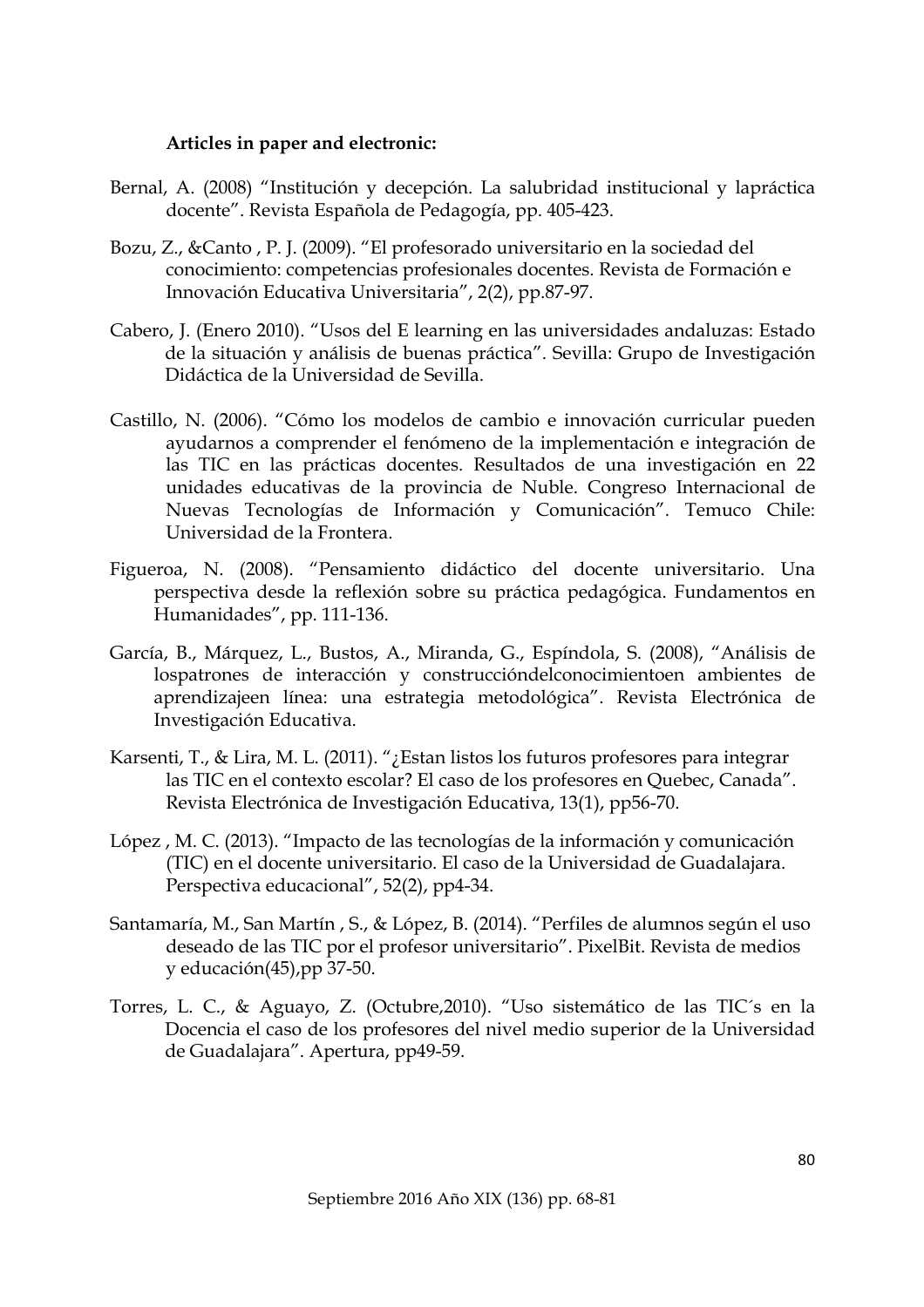**Articles in paper and electronic:**

Bernal, A. (2008) "Institución y decepción. La salubridad institucional y lapráctica docente". Revista Española de Pedagogía, pp. 405-423.

Bozu, Z., &Canto , P. J. (2009). "El profesorado universitario en la sociedad del conocimiento: competencias profesionales docentes. Revista de Formación e Innovación Educativa Universitaria", 2(2), pp.87-97.

Cabero, J. (Enero 2010). "Usos del E learning en las universidades andaluzas: Estado de la situación y análisis de buenas práctica". Sevilla: Grupo de Investigación Didáctica de la Universidad de Sevilla.

Castillo, N. (2006). "Cómo los modelos de cambio e innovación curricular pueden ayudarnos a comprender el fenómeno de la implementación e integración de las TIC en las prácticas docentes. Resultados de una investigación en 22 unidades educativas de la provincia de Nuble. Congreso Internacional de Nuevas Tecnologías de Información y Comunicación". Temuco Chile: Universidad de la Frontera.

Figueroa, N. (2008). "Pensamiento didáctico del docente universitario. Una perspectiva desde la reflexión sobre su práctica pedagógica. Fundamentos en Humanidades", pp. 111-136.

García, B., Márquez, L., Bustos, A., Miranda, G., Espíndola, S. (2008), "Análisis de lospatrones de interacción y construccióndelconocimientoen ambientes de aprendizajeen línea: una estrategia metodológica". Revista Electrónica de Investigación Educativa.

Karsenti, T., & Lira, M. L. (2011). "¿Estan listos los futuros profesores para integrar las TIC en el contexto escolar? El caso de los profesores en Quebec, Canada". Revista Electrónica de Investigación Educativa, 13(1), pp56-70.

López , M. C. (2013). "Impacto de las tecnologías de la información y comunicación (TIC) en el docente universitario. El caso de la Universidad de Guadalajara. Perspectiva educacional", 52(2), pp4-34.

Santamaría, M., San Martín , S., & López, B. (2014). "Perfiles de alumnos según el uso deseado de las TIC por el profesor universitario". PixelBit. Revista de medios y educación(45),pp 37-50.

Torres, L. C., & Aguayo, Z. (Octubre,2010). "Uso sistemático de las TIC´s en la Docencia el caso de los profesores del nivel medio superior de la Universidad de Guadalajara". Apertura, pp49-59.